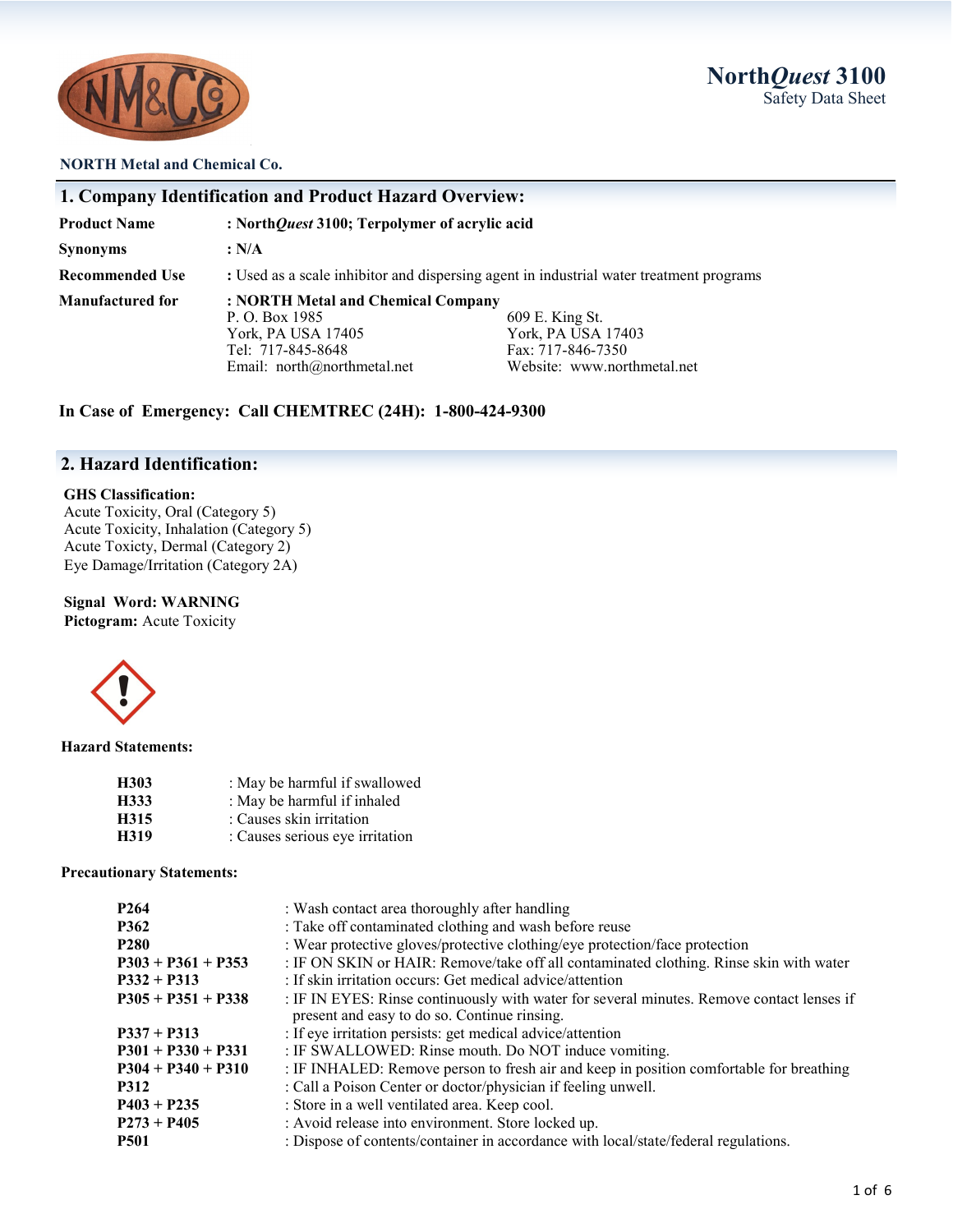# North*Quest* 3100
Safety Data Sheet

**NORTH Metal and Chemical Co.**

## 1. Company Identification and Product Hazard Overview:

| | |
|---|---|
| **Product Name** | **: North*Quest* 3100; Terpolymer of acrylic acid** |
| **Synonyms** | **: N/A** |
| **Recommended Use** | : Used as a scale inhibitor and dispersing agent in industrial water treatment programs |
| **Manufactured for** | **: NORTH Metal and Chemical Company** |

P. O. Box 1985
York, PA USA 17405
Tel: 717-845-8648
Email: north@northmetal.net

609 E. King St.
York, PA USA 17403
Fax: 717-846-7350
Website: www.northmetal.net

**In Case of Emergency: Call CHEMTREC (24H): 1-800-424-9300**

## 2. Hazard Identification:

**GHS Classification:**
Acute Toxicity, Oral (Category 5)
Acute Toxicity, Inhalation (Category 5)
Acute Toxicty, Dermal (Category 2)
Eye Damage/Irritation (Category 2A)

**Signal Word: WARNING**
**Pictogram:** Acute Toxicity

**Hazard Statements:**

| | |
|---|---|
| **H303** | : May be harmful if swallowed |
| **H333** | : May be harmful if inhaled |
| **H315** | : Causes skin irritation |
| **H319** | : Causes serious eye irritation |

**Precautionary Statements:**

| | |
|---|---|
| **P264** | : Wash contact area thoroughly after handling |
| **P362** | : Take off contaminated clothing and wash before reuse |
| **P280** | : Wear protective gloves/protective clothing/eye protection/face protection |
| **P303 + P361 + P353** | : IF ON SKIN or HAIR: Remove/take off all contaminated clothing. Rinse skin with water |
| **P332 + P313** | : If skin irritation occurs: Get medical advice/attention |
| **P305 + P351 + P338** | : IF IN EYES: Rinse continuously with water for several minutes. Remove contact lenses if present and easy to do so. Continue rinsing. |
| **P337 + P313** | : If eye irritation persists: get medical advice/attention |
| **P301 + P330 + P331** | : IF SWALLOWED: Rinse mouth. Do NOT induce vomiting. |
| **P304 + P340 + P310** | : IF INHALED: Remove person to fresh air and keep in position comfortable for breathing |
| **P312** | : Call a Poison Center or doctor/physician if feeling unwell. |
| **P403 + P235** | : Store in a well ventilated area. Keep cool. |
| **P273 + P405** | : Avoid release into environment. Store locked up. |
| **P501** | : Dispose of contents/container in accordance with local/state/federal regulations. |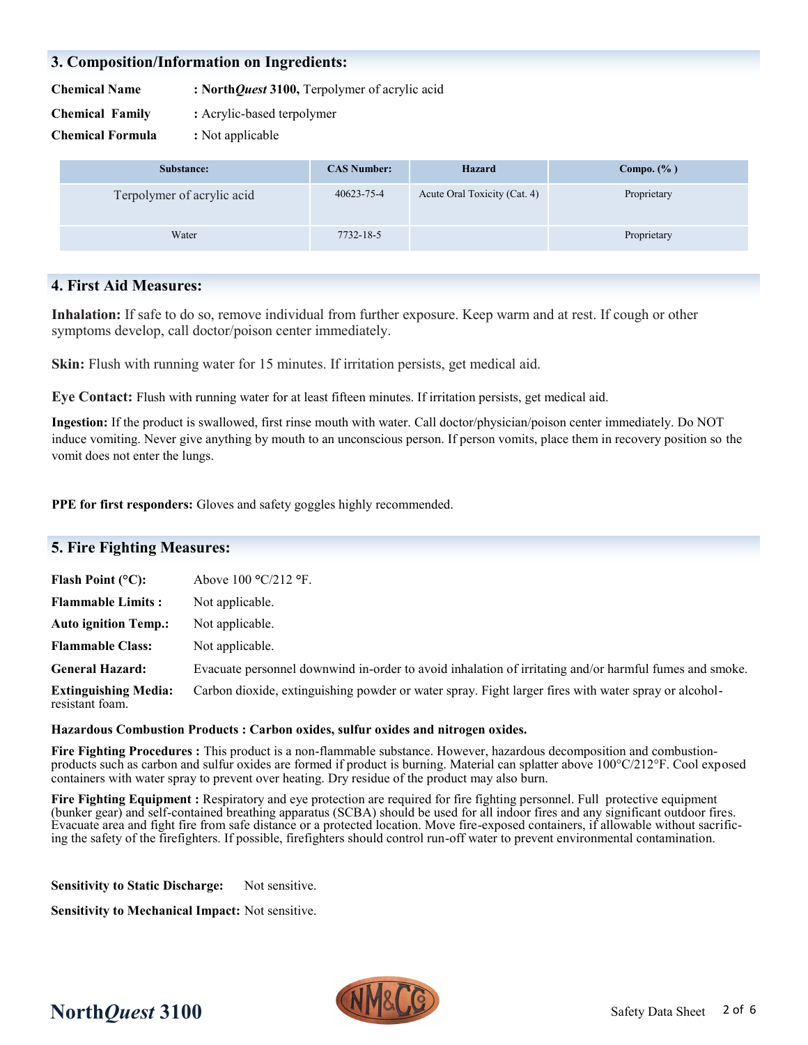## 3. Composition/Information on Ingredients:

**Chemical Name** : **North*Quest* 3100,** Terpolymer of acrylic acid

**Chemical Family** : Acrylic-based terpolymer

**Chemical Formula** : Not applicable

| Substance: | CAS Number: | Hazard | Compo. (% ) |
|---|---|---|---|
| Terpolymer of acrylic acid | 40623-75-4 | Acute Oral Toxicity (Cat. 4) | Proprietary |
| Water | 7732-18-5 | | Proprietary |

## 4. First Aid Measures:

**Inhalation:** If safe to do so, remove individual from further exposure. Keep warm and at rest. If cough or other symptoms develop, call doctor/poison center immediately.

**Skin:** Flush with running water for 15 minutes. If irritation persists, get medical aid.

**Eye Contact:** Flush with running water for at least fifteen minutes. If irritation persists, get medical aid.

**Ingestion:** If the product is swallowed, first rinse mouth with water. Call doctor/physician/poison center immediately. Do NOT induce vomiting. Never give anything by mouth to an unconscious person. If person vomits, place them in recovery position so the vomit does not enter the lungs.

**PPE for first responders:** Gloves and safety goggles highly recommended.

## 5. Fire Fighting Measures:

**Flash Point (°C):** Above 100 °C/212 °F.

**Flammable Limits :** Not applicable.

**Auto ignition Temp.:** Not applicable.

**Flammable Class:** Not applicable.

**General Hazard:** Evacuate personnel downwind in-order to avoid inhalation of irritating and/or harmful fumes and smoke.

**Extinguishing Media:** Carbon dioxide, extinguishing powder or water spray. Fight larger fires with water spray or alcohol-resistant foam.

**Hazardous Combustion Products : Carbon oxides, sulfur oxides and nitrogen oxides.**

**Fire Fighting Procedures :** This product is a non-flammable substance. However, hazardous decomposition and combustion-products such as carbon and sulfur oxides are formed if product is burning. Material can splatter above 100°C/212°F. Cool exposed containers with water spray to prevent over heating. Dry residue of the product may also burn.

**Fire Fighting Equipment :** Respiratory and eye protection are required for fire fighting personnel. Full protective equipment (bunker gear) and self-contained breathing apparatus (SCBA) should be used for all indoor fires and any significant outdoor fires. Evacuate area and fight fire from safe distance or a protected location. Move fire-exposed containers, if allowable without sacrificing the safety of the firefighters. If possible, firefighters should control run-off water to prevent environmental contamination.

**Sensitivity to Static Discharge:** Not sensitive.

**Sensitivity to Mechanical Impact:** Not sensitive.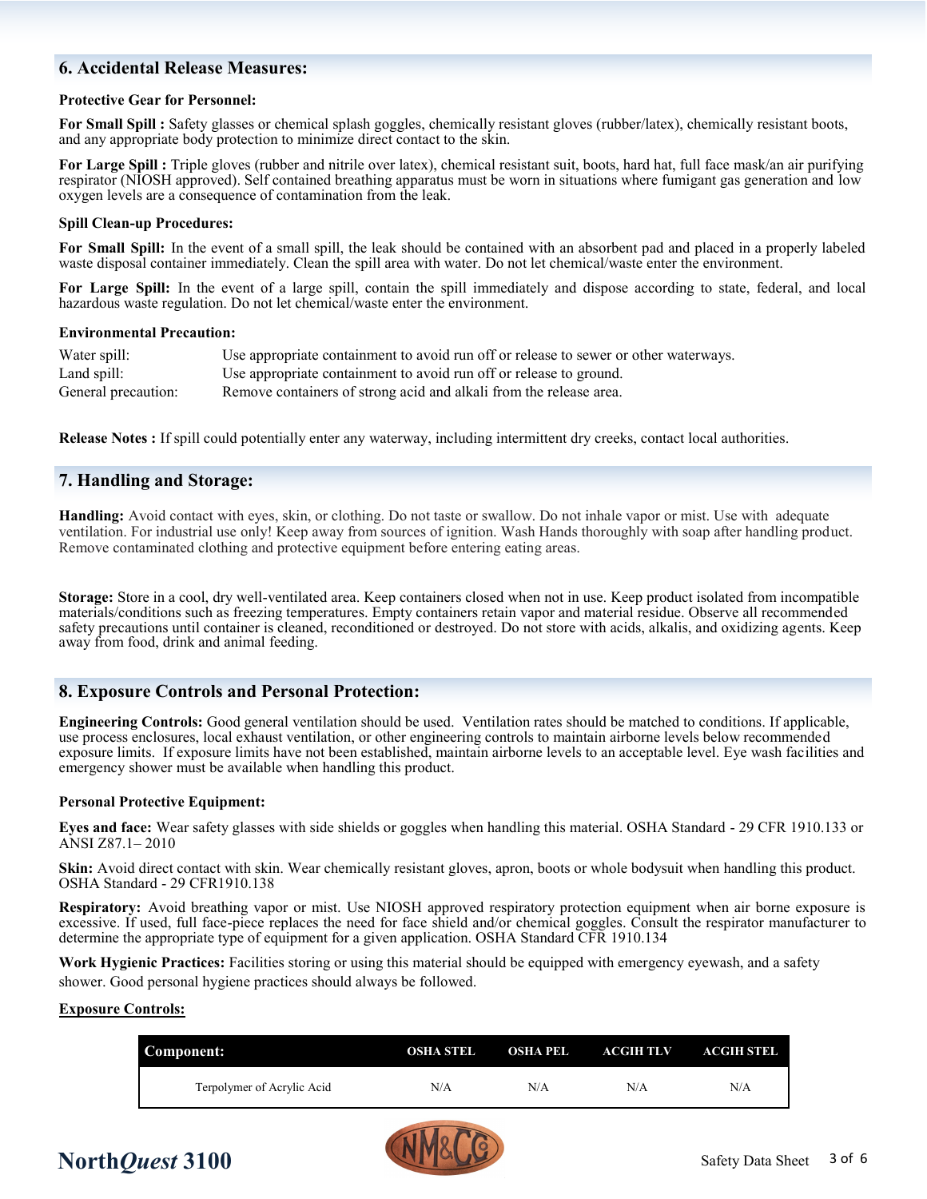## 6. Accidental Release Measures:

**Protective Gear for Personnel:**

**For Small Spill :** Safety glasses or chemical splash goggles, chemically resistant gloves (rubber/latex), chemically resistant boots, and any appropriate body protection to minimize direct contact to the skin.

**For Large Spill :** Triple gloves (rubber and nitrile over latex), chemical resistant suit, boots, hard hat, full face mask/an air purifying respirator (NIOSH approved). Self contained breathing apparatus must be worn in situations where fumigant gas generation and low oxygen levels are a consequence of contamination from the leak.

**Spill Clean-up Procedures:**

**For Small Spill:** In the event of a small spill, the leak should be contained with an absorbent pad and placed in a properly labeled waste disposal container immediately. Clean the spill area with water. Do not let chemical/waste enter the environment.

**For Large Spill:** In the event of a large spill, contain the spill immediately and dispose according to state, federal, and local hazardous waste regulation. Do not let chemical/waste enter the environment.

**Environmental Precaution:**

| | |
|---|---|
| Water spill: | Use appropriate containment to avoid run off or release to sewer or other waterways. |
| Land spill: | Use appropriate containment to avoid run off or release to ground. |
| General precaution: | Remove containers of strong acid and alkali from the release area. |

**Release Notes :** If spill could potentially enter any waterway, including intermittent dry creeks, contact local authorities.

## 7. Handling and Storage:

**Handling:** Avoid contact with eyes, skin, or clothing. Do not taste or swallow. Do not inhale vapor or mist. Use with adequate ventilation. For industrial use only! Keep away from sources of ignition. Wash Hands thoroughly with soap after handling product. Remove contaminated clothing and protective equipment before entering eating areas.

**Storage:** Store in a cool, dry well-ventilated area. Keep containers closed when not in use. Keep product isolated from incompatible materials/conditions such as freezing temperatures. Empty containers retain vapor and material residue. Observe all recommended safety precautions until container is cleaned, reconditioned or destroyed. Do not store with acids, alkalis, and oxidizing agents. Keep away from food, drink and animal feeding.

## 8. Exposure Controls and Personal Protection:

**Engineering Controls:** Good general ventilation should be used. Ventilation rates should be matched to conditions. If applicable, use process enclosures, local exhaust ventilation, or other engineering controls to maintain airborne levels below recommended exposure limits. If exposure limits have not been established, maintain airborne levels to an acceptable level. Eye wash facilities and emergency shower must be available when handling this product.

**Personal Protective Equipment:**

**Eyes and face:** Wear safety glasses with side shields or goggles when handling this material. OSHA Standard - 29 CFR 1910.133 or ANSI Z87.1– 2010

**Skin:** Avoid direct contact with skin. Wear chemically resistant gloves, apron, boots or whole bodysuit when handling this product. OSHA Standard - 29 CFR1910.138

**Respiratory:** Avoid breathing vapor or mist. Use NIOSH approved respiratory protection equipment when air borne exposure is excessive. If used, full face-piece replaces the need for face shield and/or chemical goggles. Consult the respirator manufacturer to determine the appropriate type of equipment for a given application. OSHA Standard CFR 1910.134

**Work Hygienic Practices:** Facilities storing or using this material should be equipped with emergency eyewash, and a safety shower. Good personal hygiene practices should always be followed.

**Exposure Controls:**

| Component: | OSHA STEL | OSHA PEL | ACGIH TLV | ACGIH STEL |
|---|---|---|---|---|
| Terpolymer of Acrylic Acid | N/A | N/A | N/A | N/A |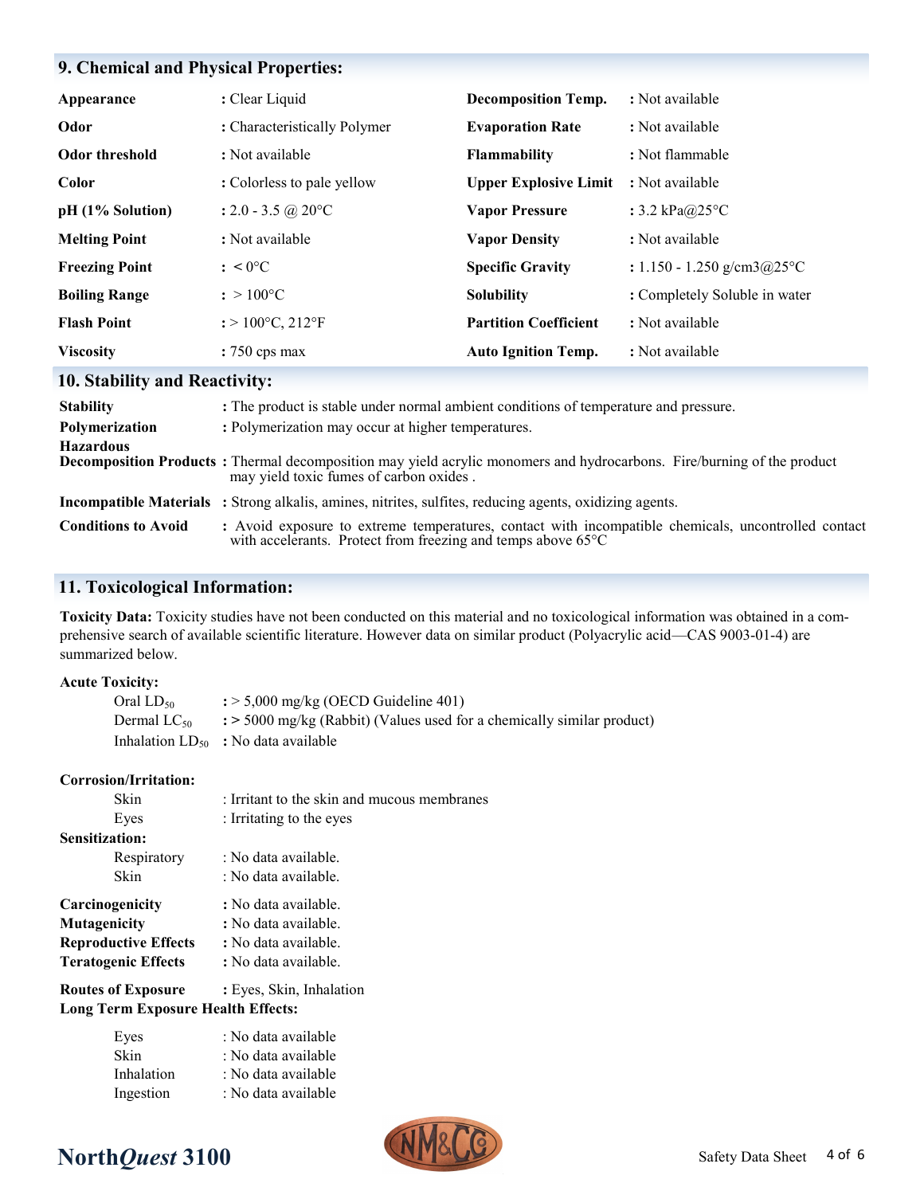## 9. Chemical and Physical Properties:

| | | | |
|---|---|---|---|
| **Appearance** | : Clear Liquid | **Decomposition Temp.** | : Not available |
| **Odor** | : Characteristically Polymer | **Evaporation Rate** | : Not available |
| **Odor threshold** | : Not available | **Flammability** | : Not flammable |
| **Color** | : Colorless to pale yellow | **Upper Explosive Limit** | : Not available |
| **pH (1% Solution)** | : 2.0 - 3.5 @ 20°C | **Vapor Pressure** | : 3.2 kPa@25°C |
| **Melting Point** | : Not available | **Vapor Density** | : Not available |
| **Freezing Point** | : < 0°C | **Specific Gravity** | : 1.150 - 1.250 g/cm3@25°C |
| **Boiling Range** | : > 100°C | **Solubility** | : Completely Soluble in water |
| **Flash Point** | : > 100°C, 212°F | **Partition Coefficient** | : Not available |
| **Viscosity** | : 750 cps max | **Auto Ignition Temp.** | : Not available |

## 10. Stability and Reactivity:

**Stability** : The product is stable under normal ambient conditions of temperature and pressure.

**Polymerization** : Polymerization may occur at higher temperatures.

**Hazardous Decomposition Products** : Thermal decomposition may yield acrylic monomers and hydrocarbons. Fire/burning of the product may yield toxic fumes of carbon oxides .

**Incompatible Materials** : Strong alkalis, amines, nitrites, sulfites, reducing agents, oxidizing agents.

**Conditions to Avoid** : Avoid exposure to extreme temperatures, contact with incompatible chemicals, uncontrolled contact with accelerants. Protect from freezing and temps above 65°C

## 11. Toxicological Information:

**Toxicity Data:** Toxicity studies have not been conducted on this material and no toxicological information was obtained in a comprehensive search of available scientific literature. However data on similar product (Polyacrylic acid—CAS 9003-01-4) are summarized below.

**Acute Toxicity:**

- Oral $LD_{50}$ : > 5,000 mg/kg (OECD Guideline 401)
- Dermal $LC_{50}$ : > 5000 mg/kg (Rabbit) (Values used for a chemically similar product)
- Inhalation $LD_{50}$ : No data available

**Corrosion/Irritation:**

- Skin : Irritant to the skin and mucous membranes
- Eyes : Irritating to the eyes

**Sensitization:**

- Respiratory : No data available.
- Skin : No data available.

**Carcinogenicity** : No data available.
**Mutagenicity** : No data available.
**Reproductive Effects** : No data available.
**Teratogenic Effects** : No data available.

**Routes of Exposure** : Eyes, Skin, Inhalation

**Long Term Exposure Health Effects:**

- Eyes : No data available
- Skin : No data available
- Inhalation : No data available
- Ingestion : No data available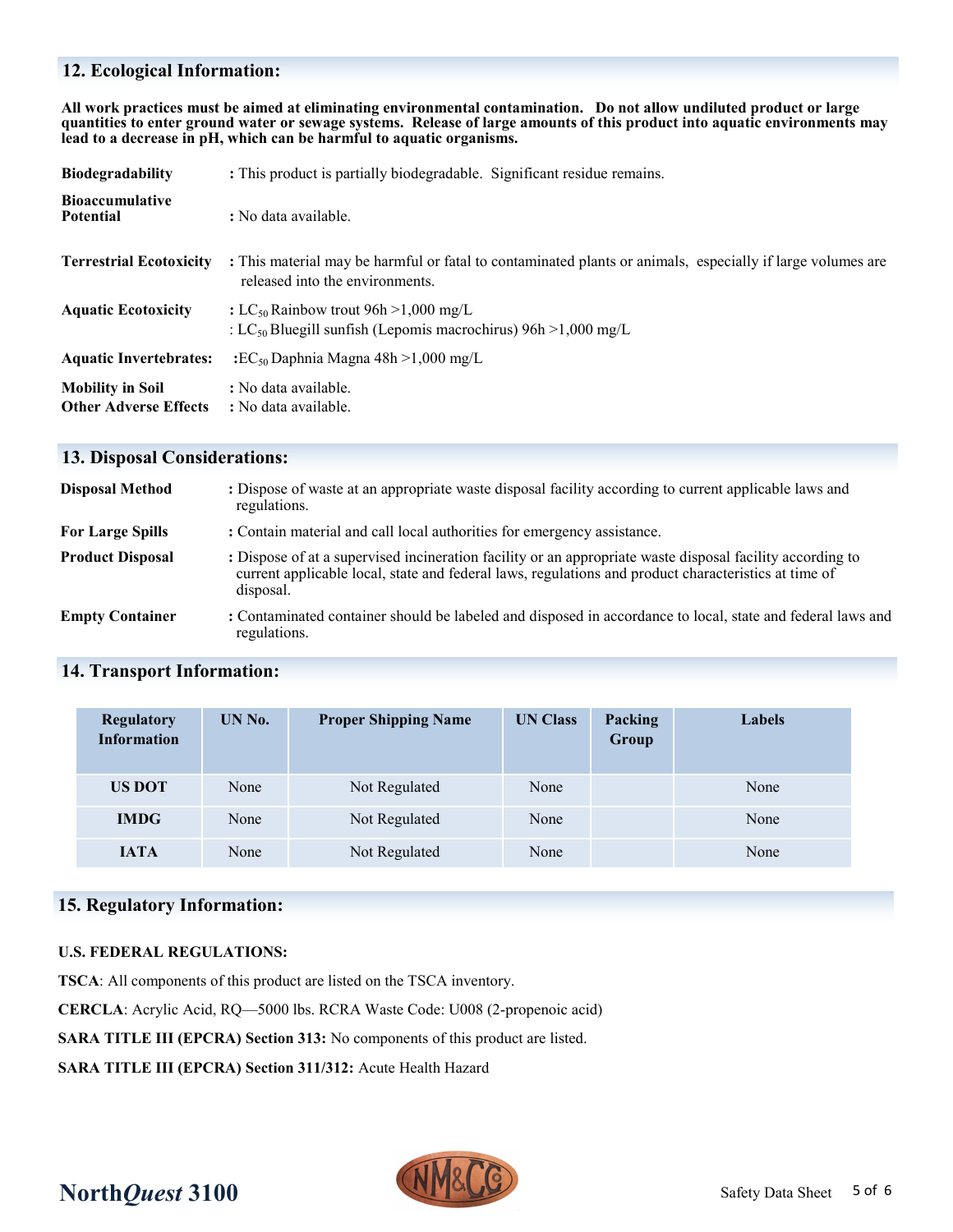## 12. Ecological Information:

**All work practices must be aimed at eliminating environmental contamination. Do not allow undiluted product or large quantities to enter ground water or sewage systems. Release of large amounts of this product into aquatic environments may lead to a decrease in pH, which can be harmful to aquatic organisms.**

**Biodegradability** : This product is partially biodegradable. Significant residue remains.

**Bioaccumulative Potential** : No data available.

**Terrestrial Ecotoxicity** : This material may be harmful or fatal to contaminated plants or animals, especially if large volumes are released into the environments.

**Aquatic Ecotoxicity** : $LC_{50}$ Rainbow trout 96h >1,000 mg/L
: $LC_{50}$ Bluegill sunfish (Lepomis macrochirus) 96h >1,000 mg/L

**Aquatic Invertebrates:** : $EC_{50}$ Daphnia Magna 48h >1,000 mg/L

**Mobility in Soil** : No data available.

**Other Adverse Effects** : No data available.

## 13. Disposal Considerations:

**Disposal Method** : Dispose of waste at an appropriate waste disposal facility according to current applicable laws and regulations.

**For Large Spills** : Contain material and call local authorities for emergency assistance.

**Product Disposal** : Dispose of at a supervised incineration facility or an appropriate waste disposal facility according to current applicable local, state and federal laws, regulations and product characteristics at time of disposal.

**Empty Container** : Contaminated container should be labeled and disposed in accordance to local, state and federal laws and regulations.

## 14. Transport Information:

| Regulatory Information | UN No. | Proper Shipping Name | UN Class | Packing Group | Labels |
|---|---|---|---|---|---|
| **US DOT** | None | Not Regulated | None | | None |
| **IMDG** | None | Not Regulated | None | | None |
| **IATA** | None | Not Regulated | None | | None |

## 15. Regulatory Information:

**U.S. FEDERAL REGULATIONS:**

**TSCA**: All components of this product are listed on the TSCA inventory.

**CERCLA**: Acrylic Acid, RQ—5000 lbs. RCRA Waste Code: U008 (2-propenoic acid)

**SARA TITLE III (EPCRA) Section 313:** No components of this product are listed.

**SARA TITLE III (EPCRA) Section 311/312:** Acute Health Hazard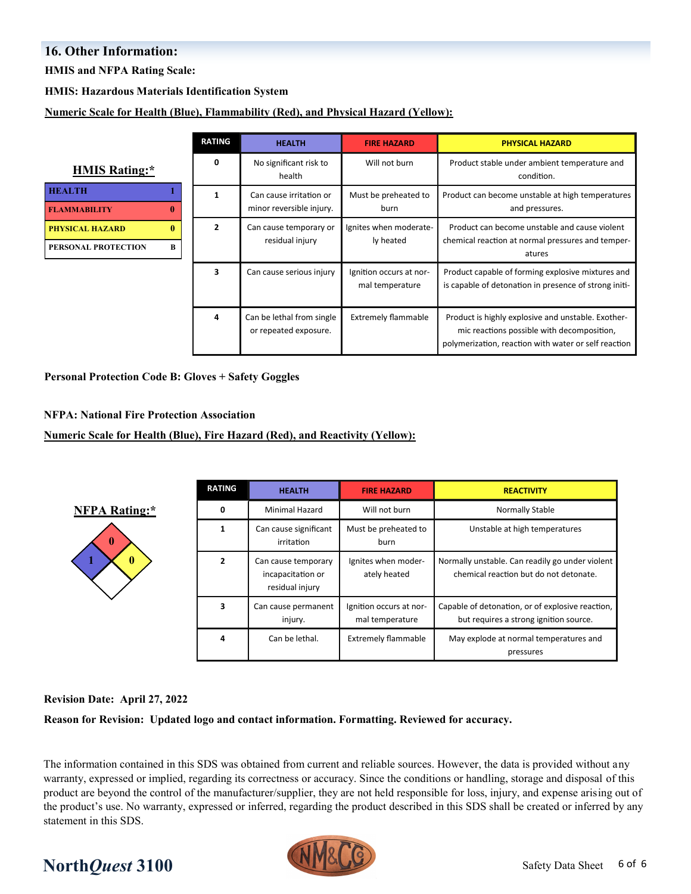## 16. Other Information:

**HMIS and NFPA Rating Scale:**

**HMIS: Hazardous Materials Identification System**

**Numeric Scale for Health (Blue), Flammability (Red), and Physical Hazard (Yellow):**

**HMIS Rating:***

| | |
|---|---|
| HEALTH | 1 |
| FLAMMABILITY | 0 |
| PHYSICAL HAZARD | 0 |
| PERSONAL PROTECTION | B |

| RATING | HEALTH | FIRE HAZARD | PHYSICAL HAZARD |
|---|---|---|---|
| 0 | No significant risk to health | Will not burn | Product stable under ambient temperature and condition. |
| 1 | Can cause irritation or minor reversible injury. | Must be preheated to burn | Product can become unstable at high temperatures and pressures. |
| 2 | Can cause temporary or residual injury | Ignites when moderately heated | Product can become unstable and cause violent chemical reaction at normal pressures and temperatures |
| 3 | Can cause serious injury | Ignition occurs at normal temperature | Product capable of forming explosive mixtures and is capable of detonation in presence of strong initi- |
| 4 | Can be lethal from single or repeated exposure. | Extremely flammable | Product is highly explosive and unstable. Exothermic reactions possible with decomposition, polymerization, reaction with water or self reaction |

**Personal Protection Code B: Gloves + Safety Goggles**

**NFPA: National Fire Protection Association**

**Numeric Scale for Health (Blue), Fire Hazard (Red), and Reactivity (Yellow):**

**NFPA Rating:***

0

1

0

| RATING | HEALTH | FIRE HAZARD | REACTIVITY |
|---|---|---|---|
| 0 | Minimal Hazard | Will not burn | Normally Stable |
| 1 | Can cause significant irritation | Must be preheated to burn | Unstable at high temperatures |
| 2 | Can cause temporary incapacitation or residual injury | Ignites when moderately heated | Normally unstable. Can readily go under violent chemical reaction but do not detonate. |
| 3 | Can cause permanent injury. | Ignition occurs at normal temperature | Capable of detonation, or of explosive reaction, but requires a strong ignition source. |
| 4 | Can be lethal. | Extremely flammable | May explode at normal temperatures and pressures |

**Revision Date: April 27, 2022**

**Reason for Revision: Updated logo and contact information. Formatting. Reviewed for accuracy.**

The information contained in this SDS was obtained from current and reliable sources. However, the data is provided without any warranty, expressed or implied, regarding its correctness or accuracy. Since the conditions or handling, storage and disposal of this product are beyond the control of the manufacturer/supplier, they are not held responsible for loss, injury, and expense arising out of the product's use. No warranty, expressed or inferred, regarding the product described in this SDS shall be created or inferred by any statement in this SDS.